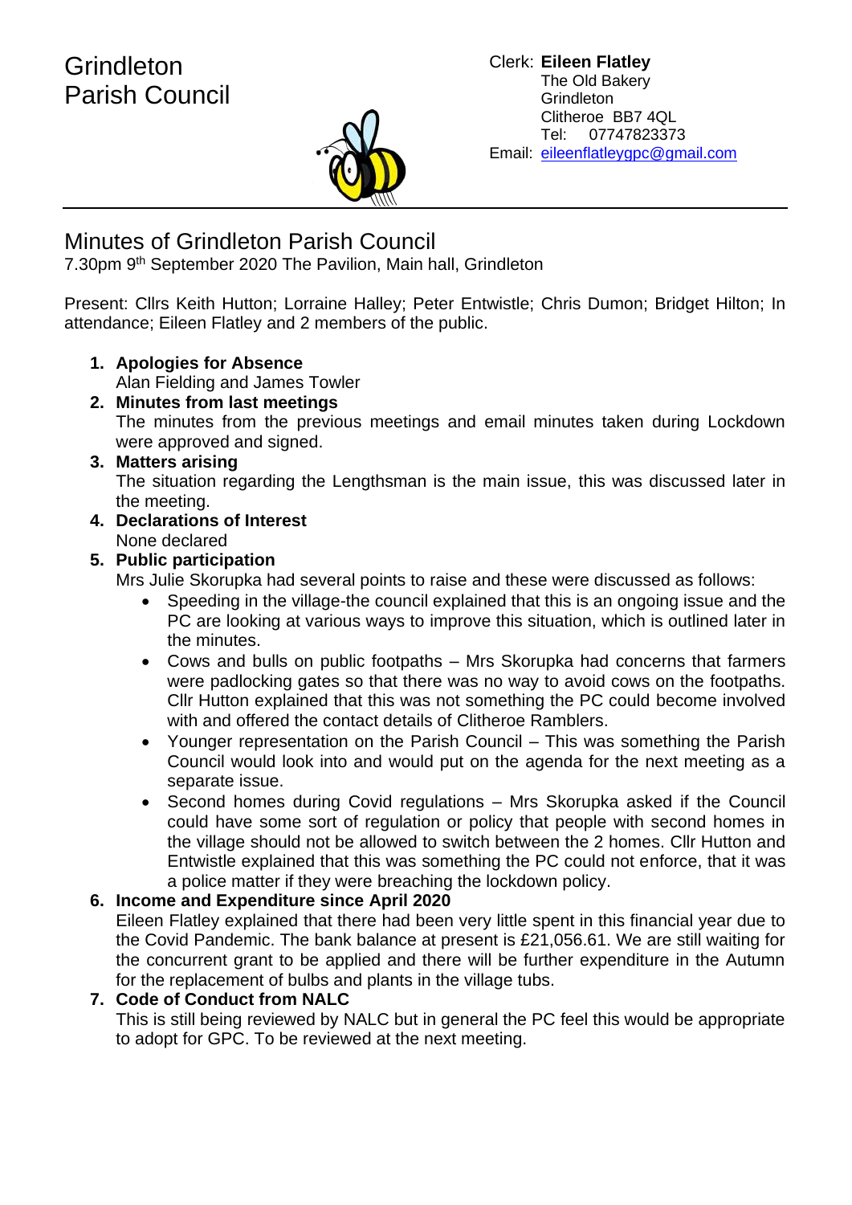# Grindleton Parish Council

Clerk: **Eileen Flatley**
The Old Bakery
Grindleton
Clitheroe BB7 4QL
Tel: 07747823373
Email: eileenflatleygpc@gmail.com

## Minutes of Grindleton Parish Council

7.30pm 9th September 2020 The Pavilion, Main hall, Grindleton

Present: Cllrs Keith Hutton; Lorraine Halley; Peter Entwistle; Chris Dumon; Bridget Hilton; In attendance; Eileen Flatley and 2 members of the public.

1. **Apologies for Absence**
   Alan Fielding and James Towler
2. **Minutes from last meetings**
   The minutes from the previous meetings and email minutes taken during Lockdown were approved and signed.
3. **Matters arising**
   The situation regarding the Lengthsman is the main issue, this was discussed later in the meeting.
4. **Declarations of Interest**
   None declared
5. **Public participation**
   Mrs Julie Skorupka had several points to raise and these were discussed as follows:
   - Speeding in the village-the council explained that this is an ongoing issue and the PC are looking at various ways to improve this situation, which is outlined later in the minutes.
   - Cows and bulls on public footpaths – Mrs Skorupka had concerns that farmers were padlocking gates so that there was no way to avoid cows on the footpaths. Cllr Hutton explained that this was not something the PC could become involved with and offered the contact details of Clitheroe Ramblers.
   - Younger representation on the Parish Council – This was something the Parish Council would look into and would put on the agenda for the next meeting as a separate issue.
   - Second homes during Covid regulations – Mrs Skorupka asked if the Council could have some sort of regulation or policy that people with second homes in the village should not be allowed to switch between the 2 homes. Cllr Hutton and Entwistle explained that this was something the PC could not enforce, that it was a police matter if they were breaching the lockdown policy.
6. **Income and Expenditure since April 2020**
   Eileen Flatley explained that there had been very little spent in this financial year due to the Covid Pandemic. The bank balance at present is £21,056.61. We are still waiting for the concurrent grant to be applied and there will be further expenditure in the Autumn for the replacement of bulbs and plants in the village tubs.
7. **Code of Conduct from NALC**
   This is still being reviewed by NALC but in general the PC feel this would be appropriate to adopt for GPC. To be reviewed at the next meeting.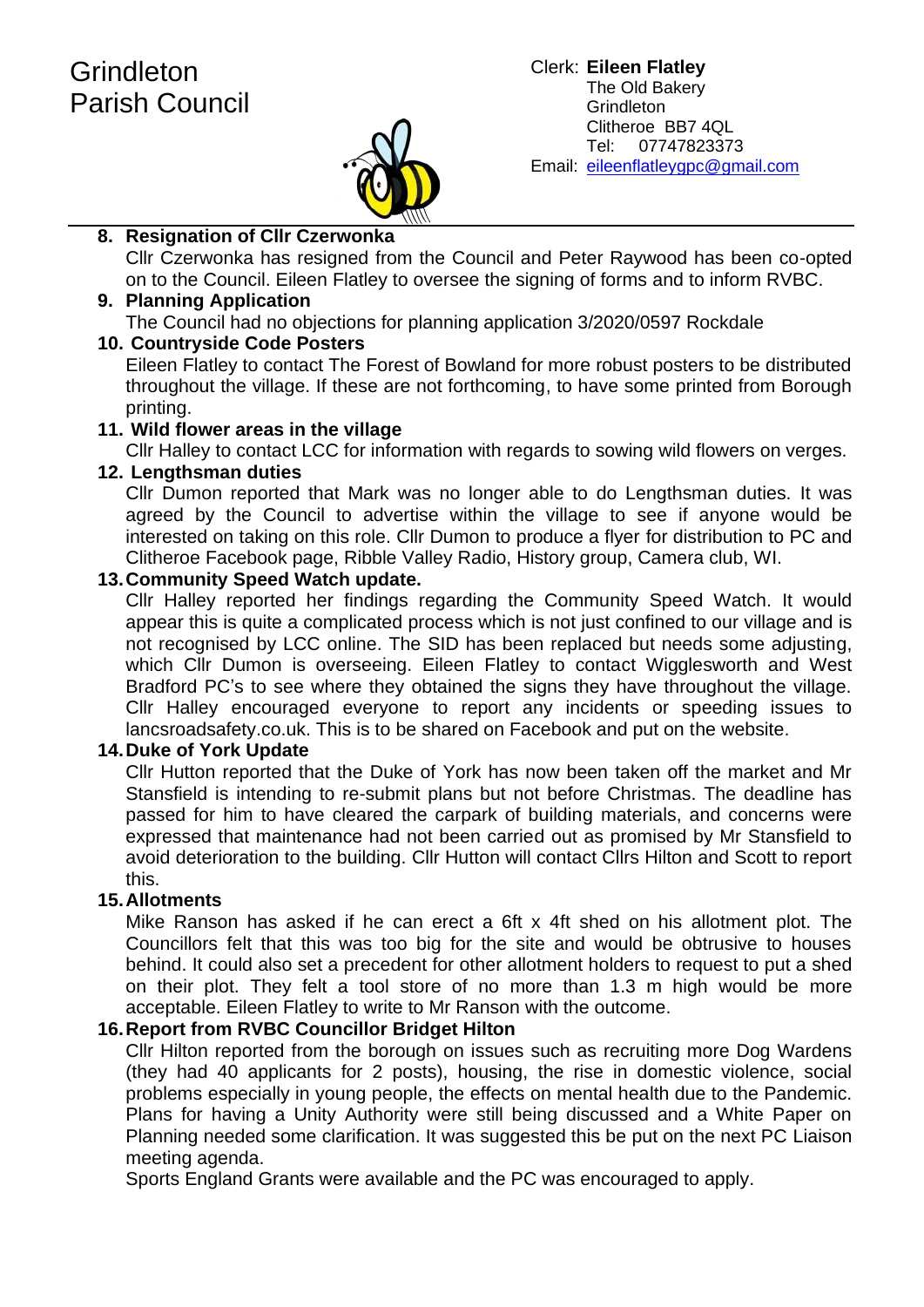Grindleton
Parish Council

Clerk: **Eileen Flatley**
The Old Bakery
Grindleton
Clitheroe BB7 4QL
Tel: 07747823373
Email: eileenflatleygpc@gmail.com

8. **Resignation of Cllr Czerwonka**
   Cllr Czerwonka has resigned from the Council and Peter Raywood has been co-opted on to the Council. Eileen Flatley to oversee the signing of forms and to inform RVBC.
9. **Planning Application**
   The Council had no objections for planning application 3/2020/0597 Rockdale
10. **Countryside Code Posters**
    Eileen Flatley to contact The Forest of Bowland for more robust posters to be distributed throughout the village. If these are not forthcoming, to have some printed from Borough printing.
11. **Wild flower areas in the village**
    Cllr Halley to contact LCC for information with regards to sowing wild flowers on verges.
12. **Lengthsman duties**
    Cllr Dumon reported that Mark was no longer able to do Lengthsman duties. It was agreed by the Council to advertise within the village to see if anyone would be interested on taking on this role. Cllr Dumon to produce a flyer for distribution to PC and Clitheroe Facebook page, Ribble Valley Radio, History group, Camera club, WI.
13. **Community Speed Watch update.**
    Cllr Halley reported her findings regarding the Community Speed Watch. It would appear this is quite a complicated process which is not just confined to our village and is not recognised by LCC online. The SID has been replaced but needs some adjusting, which Cllr Dumon is overseeing. Eileen Flatley to contact Wigglesworth and West Bradford PC's to see where they obtained the signs they have throughout the village. Cllr Halley encouraged everyone to report any incidents or speeding issues to lancsroadsafety.co.uk. This is to be shared on Facebook and put on the website.
14. **Duke of York Update**
    Cllr Hutton reported that the Duke of York has now been taken off the market and Mr Stansfield is intending to re-submit plans but not before Christmas. The deadline has passed for him to have cleared the carpark of building materials, and concerns were expressed that maintenance had not been carried out as promised by Mr Stansfield to avoid deterioration to the building. Cllr Hutton will contact Cllrs Hilton and Scott to report this.
15. **Allotments**
    Mike Ranson has asked if he can erect a 6ft x 4ft shed on his allotment plot. The Councillors felt that this was too big for the site and would be obtrusive to houses behind. It could also set a precedent for other allotment holders to request to put a shed on their plot. They felt a tool store of no more than 1.3 m high would be more acceptable. Eileen Flatley to write to Mr Ranson with the outcome.
16. **Report from RVBC Councillor Bridget Hilton**
    Cllr Hilton reported from the borough on issues such as recruiting more Dog Wardens (they had 40 applicants for 2 posts), housing, the rise in domestic violence, social problems especially in young people, the effects on mental health due to the Pandemic. Plans for having a Unity Authority were still being discussed and a White Paper on Planning needed some clarification. It was suggested this be put on the next PC Liaison meeting agenda.
    Sports England Grants were available and the PC was encouraged to apply.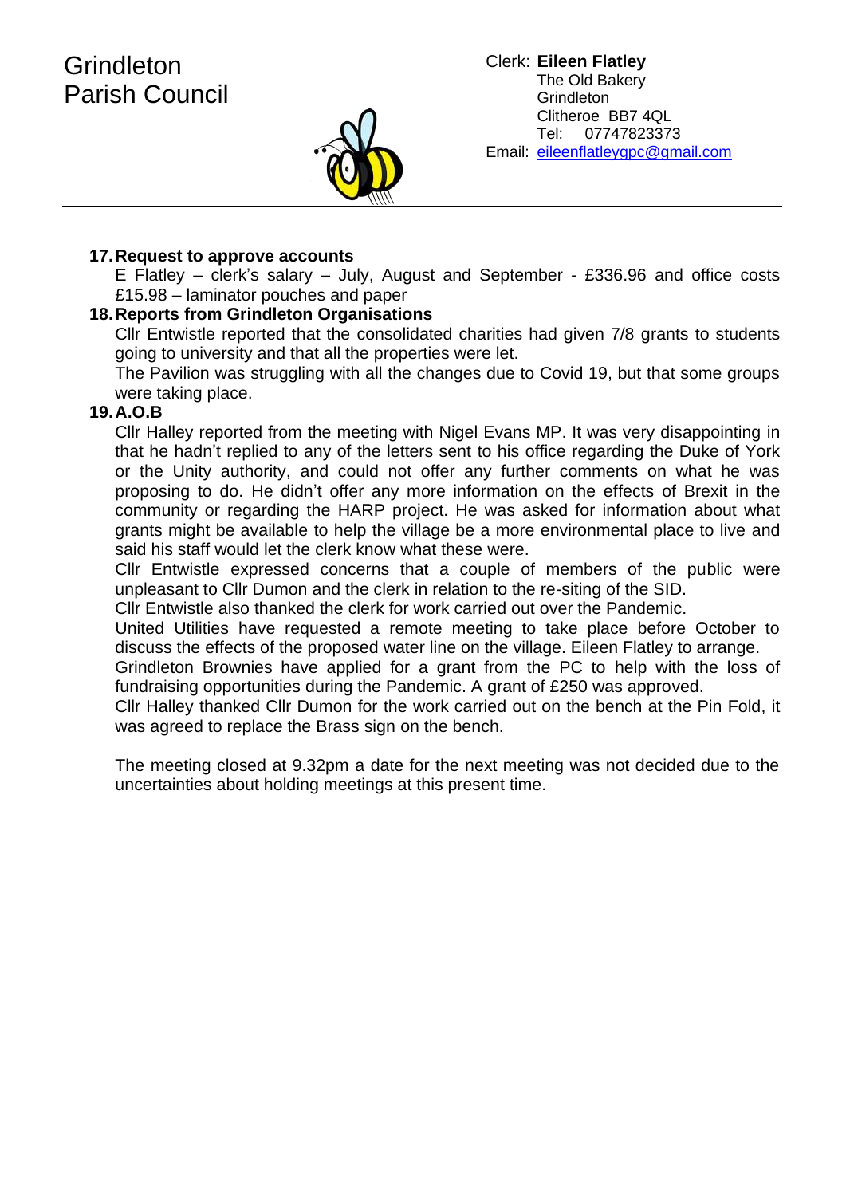Grindleton
Parish Council

Clerk: **Eileen Flatley**
The Old Bakery
Grindleton
Clitheroe BB7 4QL
Tel: 07747823373
Email: eileenflatleygpc@gmail.com

---

**17. Request to approve accounts**

E Flatley – clerk's salary – July, August and September - £336.96 and office costs £15.98 – laminator pouches and paper

**18. Reports from Grindleton Organisations**

Cllr Entwistle reported that the consolidated charities had given 7/8 grants to students going to university and that all the properties were let.

The Pavilion was struggling with all the changes due to Covid 19, but that some groups were taking place.

**19. A.O.B**

Cllr Halley reported from the meeting with Nigel Evans MP. It was very disappointing in that he hadn't replied to any of the letters sent to his office regarding the Duke of York or the Unity authority, and could not offer any further comments on what he was proposing to do. He didn't offer any more information on the effects of Brexit in the community or regarding the HARP project. He was asked for information about what grants might be available to help the village be a more environmental place to live and said his staff would let the clerk know what these were.

Cllr Entwistle expressed concerns that a couple of members of the public were unpleasant to Cllr Dumon and the clerk in relation to the re-siting of the SID.

Cllr Entwistle also thanked the clerk for work carried out over the Pandemic.

United Utilities have requested a remote meeting to take place before October to discuss the effects of the proposed water line on the village. Eileen Flatley to arrange.

Grindleton Brownies have applied for a grant from the PC to help with the loss of fundraising opportunities during the Pandemic. A grant of £250 was approved.

Cllr Halley thanked Cllr Dumon for the work carried out on the bench at the Pin Fold, it was agreed to replace the Brass sign on the bench.

The meeting closed at 9.32pm a date for the next meeting was not decided due to the uncertainties about holding meetings at this present time.